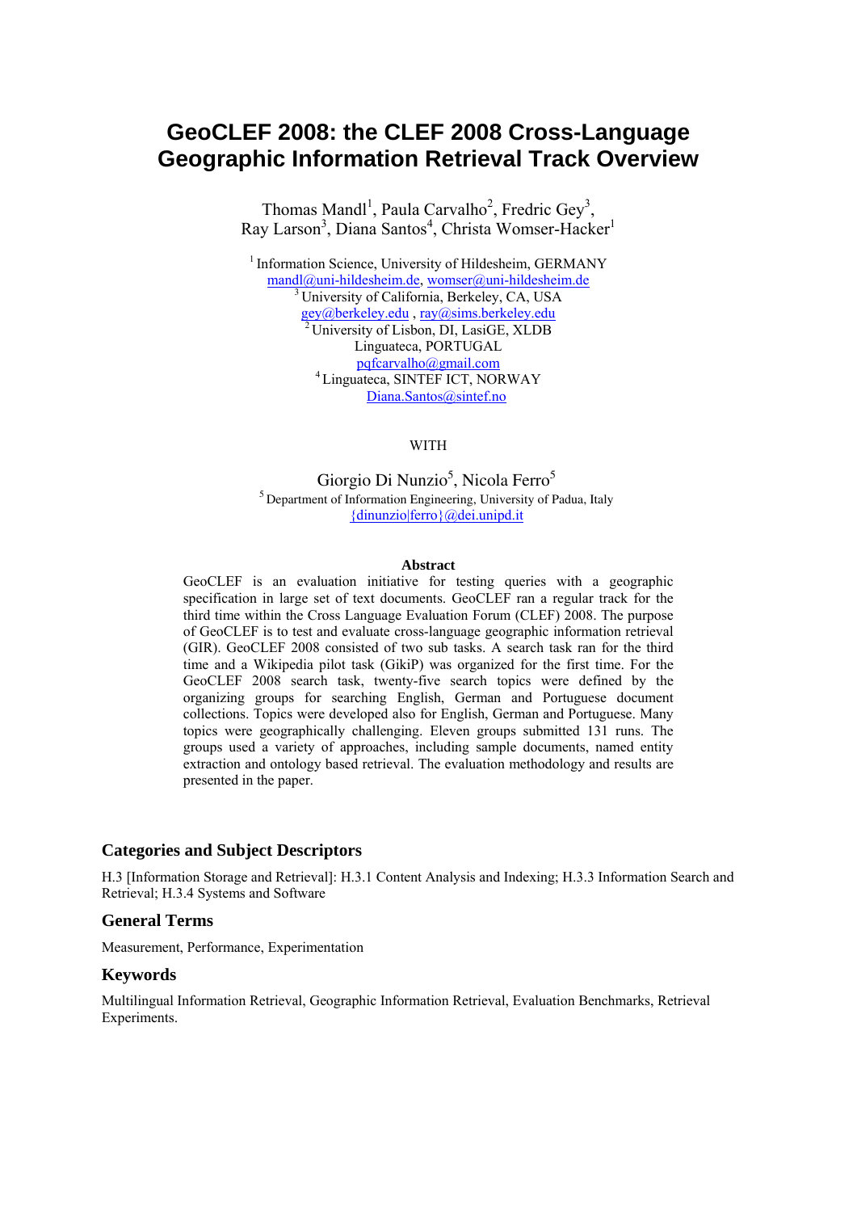# GeoCLEF 2008: the CLEF 2008 Cross-Language Geographic Information Retrieval Track Overview

Thomas Mandl[1], Paula Carvalho[2], Fredric Gey[3], Ray Larson[3], Diana Santos[4], Christa Womser-Hacker[1]

[1] Information Science, University of Hildesheim, GERMANY
mandl@uni-hildesheim.de, womser@uni-hildesheim.de
[3] University of California, Berkeley, CA, USA
gey@berkeley.edu , ray@sims.berkeley.edu
[2] University of Lisbon, DI, LasiGE, XLDB
Linguateca, PORTUGAL
pqfcarvalho@gmail.com
[4] Linguateca, SINTEF ICT, NORWAY
Diana.Santos@sintef.no

WITH

Giorgio Di Nunzio[5], Nicola Ferro[5]
[5] Department of Information Engineering, University of Padua, Italy
{dinunzio|ferro}@dei.unipd.it

**Abstract**

GeoCLEF is an evaluation initiative for testing queries with a geographic specification in large set of text documents. GeoCLEF ran a regular track for the third time within the Cross Language Evaluation Forum (CLEF) 2008. The purpose of GeoCLEF is to test and evaluate cross-language geographic information retrieval (GIR). GeoCLEF 2008 consisted of two sub tasks. A search task ran for the third time and a Wikipedia pilot task (GikiP) was organized for the first time. For the GeoCLEF 2008 search task, twenty-five search topics were defined by the organizing groups for searching English, German and Portuguese document collections. Topics were developed also for English, German and Portuguese. Many topics were geographically challenging. Eleven groups submitted 131 runs. The groups used a variety of approaches, including sample documents, named entity extraction and ontology based retrieval. The evaluation methodology and results are presented in the paper.

## Categories and Subject Descriptors

H.3 [Information Storage and Retrieval]: H.3.1 Content Analysis and Indexing; H.3.3 Information Search and Retrieval; H.3.4 Systems and Software

## General Terms

Measurement, Performance, Experimentation

## Keywords

Multilingual Information Retrieval, Geographic Information Retrieval, Evaluation Benchmarks, Retrieval Experiments.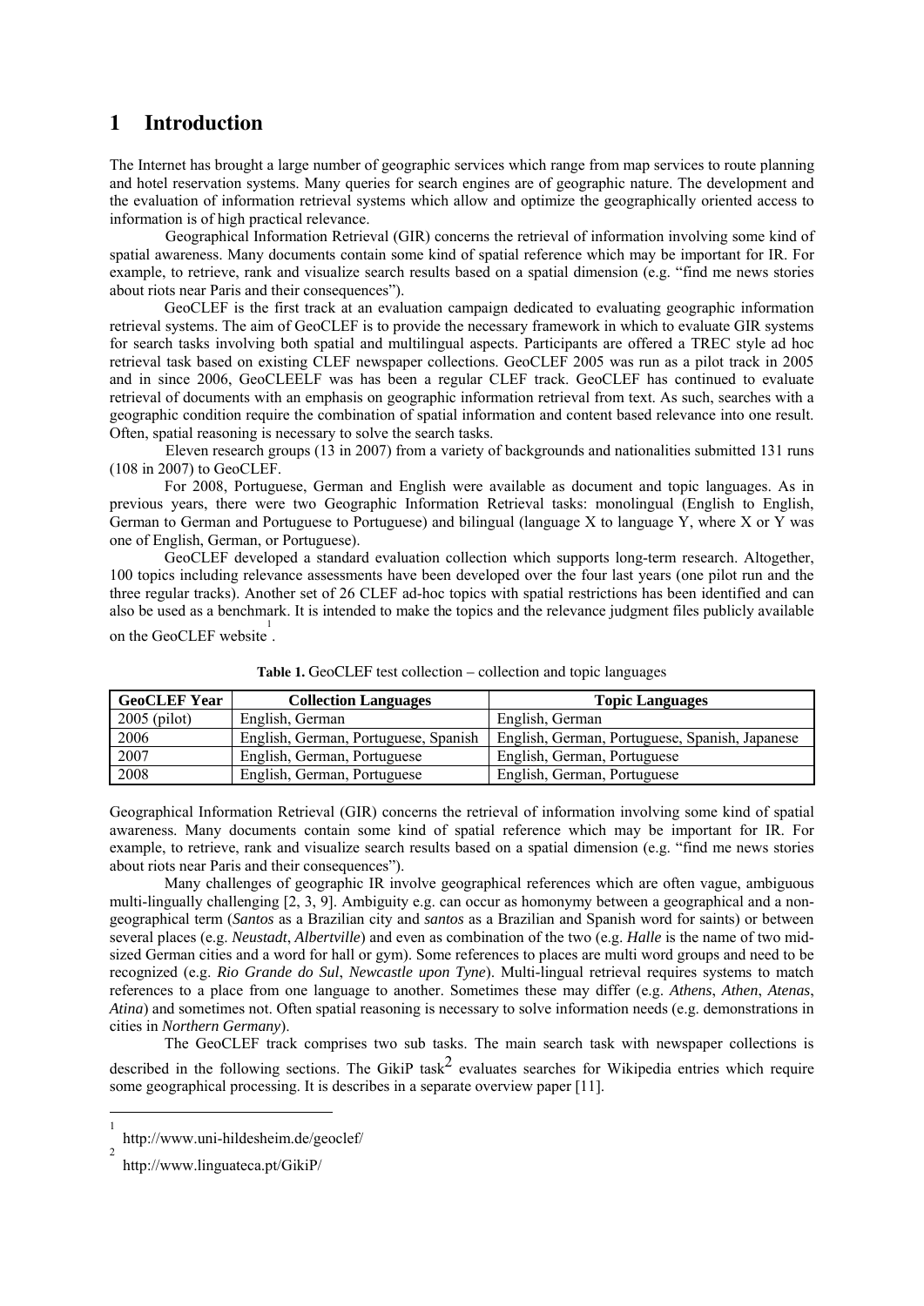# 1 Introduction

The Internet has brought a large number of geographic services which range from map services to route planning and hotel reservation systems. Many queries for search engines are of geographic nature. The development and the evaluation of information retrieval systems which allow and optimize the geographically oriented access to information is of high practical relevance.

Geographical Information Retrieval (GIR) concerns the retrieval of information involving some kind of spatial awareness. Many documents contain some kind of spatial reference which may be important for IR. For example, to retrieve, rank and visualize search results based on a spatial dimension (e.g. "find me news stories about riots near Paris and their consequences").

GeoCLEF is the first track at an evaluation campaign dedicated to evaluating geographic information retrieval systems. The aim of GeoCLEF is to provide the necessary framework in which to evaluate GIR systems for search tasks involving both spatial and multilingual aspects. Participants are offered a TREC style ad hoc retrieval task based on existing CLEF newspaper collections. GeoCLEF 2005 was run as a pilot track in 2005 and in since 2006, GeoCLEELF was has been a regular CLEF track. GeoCLEF has continued to evaluate retrieval of documents with an emphasis on geographic information retrieval from text. As such, searches with a geographic condition require the combination of spatial information and content based relevance into one result. Often, spatial reasoning is necessary to solve the search tasks.

Eleven research groups (13 in 2007) from a variety of backgrounds and nationalities submitted 131 runs (108 in 2007) to GeoCLEF.

For 2008, Portuguese, German and English were available as document and topic languages. As in previous years, there were two Geographic Information Retrieval tasks: monolingual (English to English, German to German and Portuguese to Portuguese) and bilingual (language X to language Y, where X or Y was one of English, German, or Portuguese).

GeoCLEF developed a standard evaluation collection which supports long-term research. Altogether, 100 topics including relevance assessments have been developed over the four last years (one pilot run and the three regular tracks). Another set of 26 CLEF ad-hoc topics with spatial restrictions has been identified and can also be used as a benchmark. It is intended to make the topics and the relevance judgment files publicly available on the GeoCLEF website [1].

**Table 1.** GeoCLEF test collection – collection and topic languages

| GeoCLEF Year | Collection Languages | Topic Languages |
|---|---|---|
| 2005 (pilot) | English, German | English, German |
| 2006 | English, German, Portuguese, Spanish | English, German, Portuguese, Spanish, Japanese |
| 2007 | English, German, Portuguese | English, German, Portuguese |
| 2008 | English, German, Portuguese | English, German, Portuguese |

Geographical Information Retrieval (GIR) concerns the retrieval of information involving some kind of spatial awareness. Many documents contain some kind of spatial reference which may be important for IR. For example, to retrieve, rank and visualize search results based on a spatial dimension (e.g. "find me news stories about riots near Paris and their consequences").

Many challenges of geographic IR involve geographical references which are often vague, ambiguous multi-lingually challenging [2, 3, 9]. Ambiguity e.g. can occur as homonymy between a geographical and a non-geographical term (*Santos* as a Brazilian city and *santos* as a Brazilian and Spanish word for saints) or between several places (e.g. *Neustadt*, *Albertville*) and even as combination of the two (e.g. *Halle* is the name of two mid-sized German cities and a word for hall or gym). Some references to places are multi word groups and need to be recognized (e.g. *Rio Grande do Sul*, *Newcastle upon Tyne*). Multi-lingual retrieval requires systems to match references to a place from one language to another. Sometimes these may differ (e.g. *Athens*, *Athen*, *Atenas*, *Atina*) and sometimes not. Often spatial reasoning is necessary to solve information needs (e.g. demonstrations in cities in *Northern Germany*).

The GeoCLEF track comprises two sub tasks. The main search task with newspaper collections is described in the following sections. The GikiP task[2] evaluates searches for Wikipedia entries which require some geographical processing. It is describes in a separate overview paper [11].

---

[1] http://www.uni-hildesheim.de/geoclef/

[2] http://www.linguateca.pt/GikiP/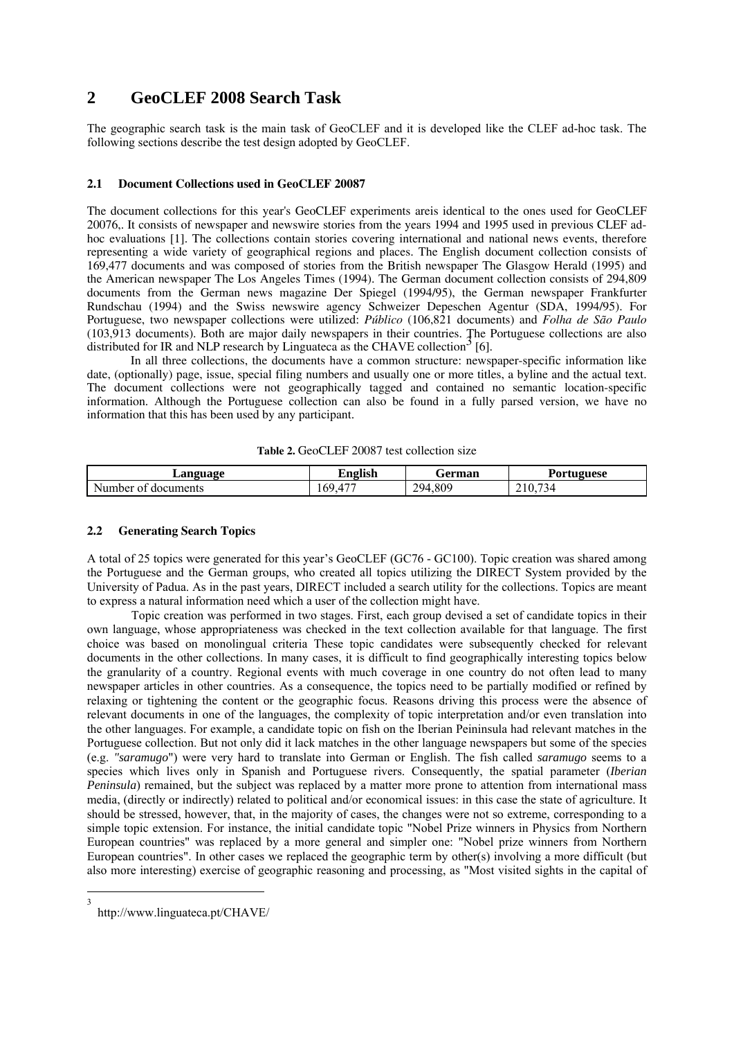# 2 GeoCLEF 2008 Search Task

The geographic search task is the main task of GeoCLEF and it is developed like the CLEF ad-hoc task. The following sections describe the test design adopted by GeoCLEF.

### 2.1 Document Collections used in GeoCLEF 20087

The document collections for this year's GeoCLEF experiments areis identical to the ones used for GeoCLEF 20076,. It consists of newspaper and newswire stories from the years 1994 and 1995 used in previous CLEF ad-hoc evaluations [1]. The collections contain stories covering international and national news events, therefore representing a wide variety of geographical regions and places. The English document collection consists of 169,477 documents and was composed of stories from the British newspaper The Glasgow Herald (1995) and the American newspaper The Los Angeles Times (1994). The German document collection consists of 294,809 documents from the German news magazine Der Spiegel (1994/95), the German newspaper Frankfurter Rundschau (1994) and the Swiss newswire agency Schweizer Depeschen Agentur (SDA, 1994/95). For Portuguese, two newspaper collections were utilized: *Público* (106,821 documents) and *Folha de São Paulo* (103,913 documents). Both are major daily newspapers in their countries. The Portuguese collections are also distributed for IR and NLP research by Linguateca as the CHAVE collection[3] [6].

In all three collections, the documents have a common structure: newspaper-specific information like date, (optionally) page, issue, special filing numbers and usually one or more titles, a byline and the actual text. The document collections were not geographically tagged and contained no semantic location-specific information. Although the Portuguese collection can also be found in a fully parsed version, we have no information that this has been used by any participant.

**Table 2.** GeoCLEF 20087 test collection size

| Language | English | German | Portuguese |
|---|---|---|---|
| Number of documents | 169,477 | 294,809 | 210,734 |

### 2.2 Generating Search Topics

A total of 25 topics were generated for this year's GeoCLEF (GC76 - GC100). Topic creation was shared among the Portuguese and the German groups, who created all topics utilizing the DIRECT System provided by the University of Padua. As in the past years, DIRECT included a search utility for the collections. Topics are meant to express a natural information need which a user of the collection might have.

Topic creation was performed in two stages. First, each group devised a set of candidate topics in their own language, whose appropriateness was checked in the text collection available for that language. The first choice was based on monolingual criteria These topic candidates were subsequently checked for relevant documents in the other collections. In many cases, it is difficult to find geographically interesting topics below the granularity of a country. Regional events with much coverage in one country do not often lead to many newspaper articles in other countries. As a consequence, the topics need to be partially modified or refined by relaxing or tightening the content or the geographic focus. Reasons driving this process were the absence of relevant documents in one of the languages, the complexity of topic interpretation and/or even translation into the other languages. For example, a candidate topic on fish on the Iberian Peininsula had relevant matches in the Portuguese collection. But not only did it lack matches in the other language newspapers but some of the species (e.g. *"saramugo"*) were very hard to translate into German or English. The fish called *saramugo* seems to a species which lives only in Spanish and Portuguese rivers. Consequently, the spatial parameter (*Iberian Peninsula*) remained, but the subject was replaced by a matter more prone to attention from international mass media, (directly or indirectly) related to political and/or economical issues: in this case the state of agriculture. It should be stressed, however, that, in the majority of cases, the changes were not so extreme, corresponding to a simple topic extension. For instance, the initial candidate topic "Nobel Prize winners in Physics from Northern European countries" was replaced by a more general and simpler one: "Nobel prize winners from Northern European countries". In other cases we replaced the geographic term by other(s) involving a more difficult (but also more interesting) exercise of geographic reasoning and processing, as "Most visited sights in the capital of

[3] http://www.linguateca.pt/CHAVE/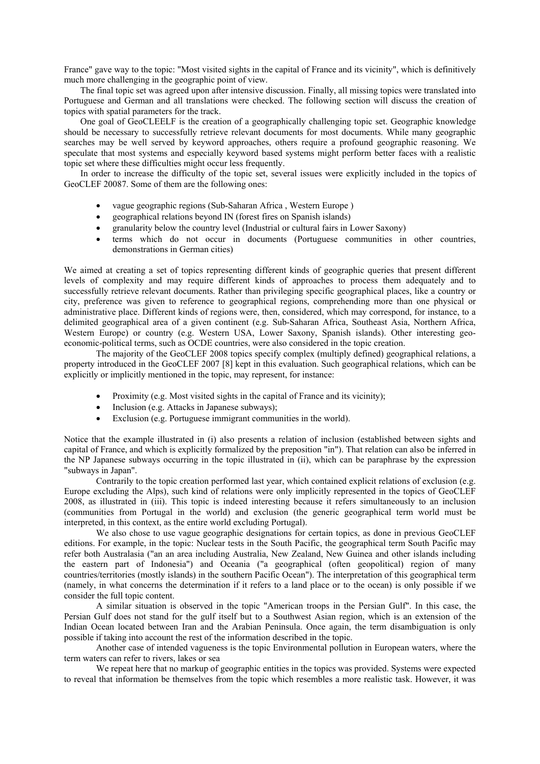France" gave way to the topic: "Most visited sights in the capital of France and its vicinity", which is definitively much more challenging in the geographic point of view.

The final topic set was agreed upon after intensive discussion. Finally, all missing topics were translated into Portuguese and German and all translations were checked. The following section will discuss the creation of topics with spatial parameters for the track.

One goal of GeoCLEELF is the creation of a geographically challenging topic set. Geographic knowledge should be necessary to successfully retrieve relevant documents for most documents. While many geographic searches may be well served by keyword approaches, others require a profound geographic reasoning. We speculate that most systems and especially keyword based systems might perform better faces with a realistic topic set where these difficulties might occur less frequently.

In order to increase the difficulty of the topic set, several issues were explicitly included in the topics of GeoCLEF 20087. Some of them are the following ones:

- vague geographic regions (Sub-Saharan Africa , Western Europe )
- geographical relations beyond IN (forest fires on Spanish islands)
- granularity below the country level (Industrial or cultural fairs in Lower Saxony)
- terms which do not occur in documents (Portuguese communities in other countries, demonstrations in German cities)

We aimed at creating a set of topics representing different kinds of geographic queries that present different levels of complexity and may require different kinds of approaches to process them adequately and to successfully retrieve relevant documents. Rather than privileging specific geographical places, like a country or city, preference was given to reference to geographical regions, comprehending more than one physical or administrative place. Different kinds of regions were, then, considered, which may correspond, for instance, to a delimited geographical area of a given continent (e.g. Sub-Saharan Africa, Southeast Asia, Northern Africa, Western Europe) or country (e.g. Western USA, Lower Saxony, Spanish islands). Other interesting geo-economic-political terms, such as OCDE countries, were also considered in the topic creation.

The majority of the GeoCLEF 2008 topics specify complex (multiply defined) geographical relations, a property introduced in the GeoCLEF 2007 [8] kept in this evaluation. Such geographical relations, which can be explicitly or implicitly mentioned in the topic, may represent, for instance:

- Proximity (e.g. Most visited sights in the capital of France and its vicinity);
- Inclusion (e.g. Attacks in Japanese subways);
- Exclusion (e.g. Portuguese immigrant communities in the world).

Notice that the example illustrated in (i) also presents a relation of inclusion (established between sights and capital of France, and which is explicitly formalized by the preposition "in"). That relation can also be inferred in the NP Japanese subways occurring in the topic illustrated in (ii), which can be paraphrase by the expression "subways in Japan".

Contrarily to the topic creation performed last year, which contained explicit relations of exclusion (e.g. Europe excluding the Alps), such kind of relations were only implicitly represented in the topics of GeoCLEF 2008, as illustrated in (iii). This topic is indeed interesting because it refers simultaneously to an inclusion (communities from Portugal in the world) and exclusion (the generic geographical term world must be interpreted, in this context, as the entire world excluding Portugal).

We also chose to use vague geographic designations for certain topics, as done in previous GeoCLEF editions. For example, in the topic: Nuclear tests in the South Pacific, the geographical term South Pacific may refer both Australasia ("an an area including Australia, New Zealand, New Guinea and other islands including the eastern part of Indonesia") and Oceania ("a geographical (often geopolitical) region of many countries/territories (mostly islands) in the southern Pacific Ocean"). The interpretation of this geographical term (namely, in what concerns the determination if it refers to a land place or to the ocean) is only possible if we consider the full topic content.

A similar situation is observed in the topic "American troops in the Persian Gulf". In this case, the Persian Gulf does not stand for the gulf itself but to a Southwest Asian region, which is an extension of the Indian Ocean located between Iran and the Arabian Peninsula. Once again, the term disambiguation is only possible if taking into account the rest of the information described in the topic.

Another case of intended vagueness is the topic Environmental pollution in European waters, where the term waters can refer to rivers, lakes or sea

We repeat here that no markup of geographic entities in the topics was provided. Systems were expected to reveal that information be themselves from the topic which resembles a more realistic task. However, it was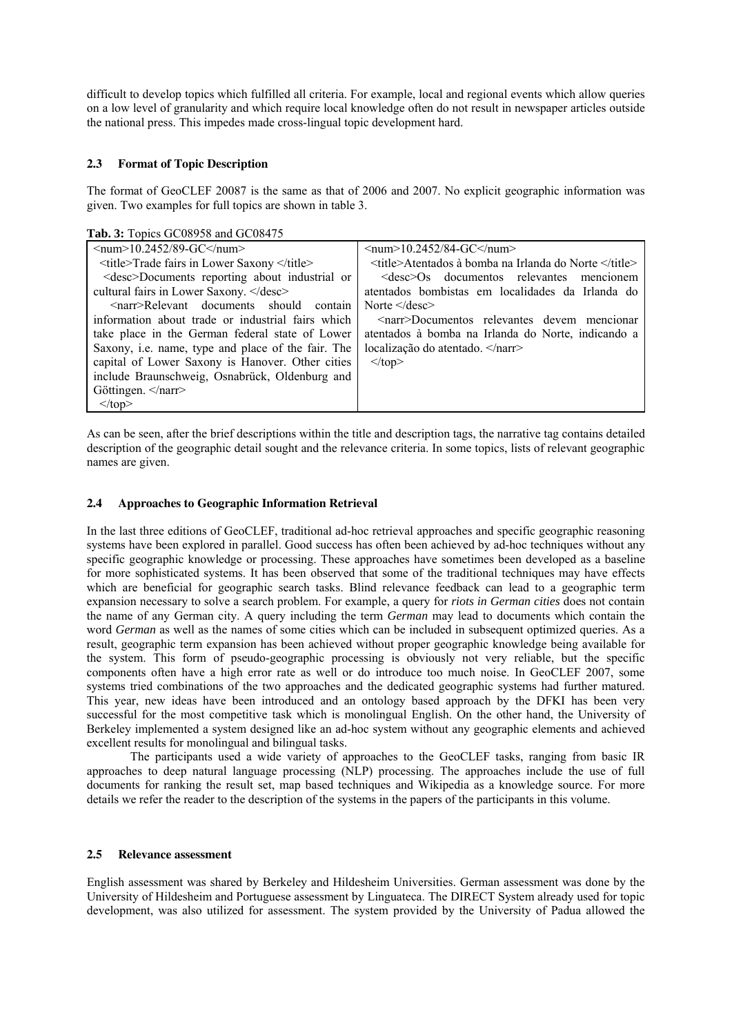difficult to develop topics which fulfilled all criteria. For example, local and regional events which allow queries on a low level of granularity and which require local knowledge often do not result in newspaper articles outside the national press. This impedes made cross-lingual topic development hard.

### 2.3 Format of Topic Description

The format of GeoCLEF 20087 is the same as that of 2006 and 2007. No explicit geographic information was given. Two examples for full topics are shown in table 3.

**Tab. 3:** Topics GC08958 and GC08475

| | |
|---|---|
| <num>10.2452/89-GC</num> <title>Trade fairs in Lower Saxony </title> <desc>Documents reporting about industrial or cultural fairs in Lower Saxony. </desc> <narr>Relevant documents should contain information about trade or industrial fairs which take place in the German federal state of Lower Saxony, i.e. name, type and place of the fair. The capital of Lower Saxony is Hanover. Other cities include Braunschweig, Osnabrück, Oldenburg and Göttingen. </narr> </top> | <num>10.2452/84-GC</num> <title>Atentados à bomba na Irlanda do Norte </title> <desc>Os documentos relevantes mencionem atentados bombistas em localidades da Irlanda do Norte </desc> <narr>Documentos relevantes devem mencionar atentados à bomba na Irlanda do Norte, indicando a localização do atentado. </narr> </top> |

As can be seen, after the brief descriptions within the title and description tags, the narrative tag contains detailed description of the geographic detail sought and the relevance criteria. In some topics, lists of relevant geographic names are given.

### 2.4 Approaches to Geographic Information Retrieval

In the last three editions of GeoCLEF, traditional ad-hoc retrieval approaches and specific geographic reasoning systems have been explored in parallel. Good success has often been achieved by ad-hoc techniques without any specific geographic knowledge or processing. These approaches have sometimes been developed as a baseline for more sophisticated systems. It has been observed that some of the traditional techniques may have effects which are beneficial for geographic search tasks. Blind relevance feedback can lead to a geographic term expansion necessary to solve a search problem. For example, a query for *riots in German cities* does not contain the name of any German city. A query including the term *German* may lead to documents which contain the word *German* as well as the names of some cities which can be included in subsequent optimized queries. As a result, geographic term expansion has been achieved without proper geographic knowledge being available for the system. This form of pseudo-geographic processing is obviously not very reliable, but the specific components often have a high error rate as well or do introduce too much noise. In GeoCLEF 2007, some systems tried combinations of the two approaches and the dedicated geographic systems had further matured. This year, new ideas have been introduced and an ontology based approach by the DFKI has been very successful for the most competitive task which is monolingual English. On the other hand, the University of Berkeley implemented a system designed like an ad-hoc system without any geographic elements and achieved excellent results for monolingual and bilingual tasks.

The participants used a wide variety of approaches to the GeoCLEF tasks, ranging from basic IR approaches to deep natural language processing (NLP) processing. The approaches include the use of full documents for ranking the result set, map based techniques and Wikipedia as a knowledge source. For more details we refer the reader to the description of the systems in the papers of the participants in this volume.

### 2.5 Relevance assessment

English assessment was shared by Berkeley and Hildesheim Universities. German assessment was done by the University of Hildesheim and Portuguese assessment by Linguateca. The DIRECT System already used for topic development, was also utilized for assessment. The system provided by the University of Padua allowed the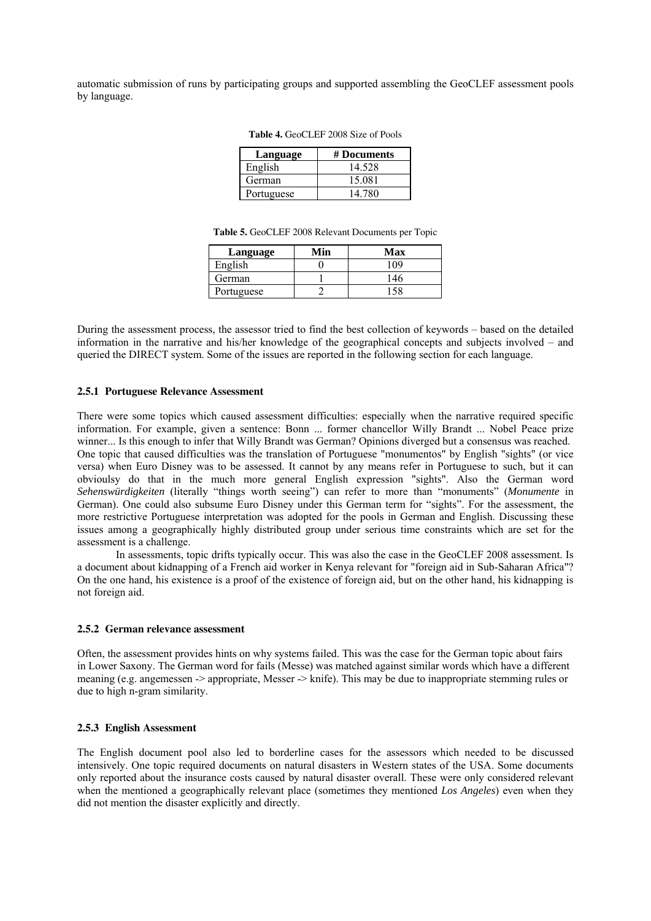automatic submission of runs by participating groups and supported assembling the GeoCLEF assessment pools by language.

**Table 4.** GeoCLEF 2008 Size of Pools

| Language | # Documents |
|---|---|
| English | 14.528 |
| German | 15.081 |
| Portuguese | 14.780 |

**Table 5.** GeoCLEF 2008 Relevant Documents per Topic

| Language | Min | Max |
|---|---|---|
| English | 0 | 109 |
| German | 1 | 146 |
| Portuguese | 2 | 158 |

During the assessment process, the assessor tried to find the best collection of keywords – based on the detailed information in the narrative and his/her knowledge of the geographical concepts and subjects involved – and queried the DIRECT system. Some of the issues are reported in the following section for each language.

#### 2.5.1 Portuguese Relevance Assessment

There were some topics which caused assessment difficulties: especially when the narrative required specific information. For example, given a sentence: Bonn ... former chancellor Willy Brandt ... Nobel Peace prize winner... Is this enough to infer that Willy Brandt was German? Opinions diverged but a consensus was reached. One topic that caused difficulties was the translation of Portuguese "monumentos" by English "sights" (or vice versa) when Euro Disney was to be assessed. It cannot by any means refer in Portuguese to such, but it can obvioulsy do that in the much more general English expression "sights". Also the German word *Sehenswürdigkeiten* (literally "things worth seeing") can refer to more than "monuments" (*Monumente* in German). One could also subsume Euro Disney under this German term for "sights". For the assessment, the more restrictive Portuguese interpretation was adopted for the pools in German and English. Discussing these issues among a geographically highly distributed group under serious time constraints which are set for the assessment is a challenge.

In assessments, topic drifts typically occur. This was also the case in the GeoCLEF 2008 assessment. Is a document about kidnapping of a French aid worker in Kenya relevant for "foreign aid in Sub-Saharan Africa"? On the one hand, his existence is a proof of the existence of foreign aid, but on the other hand, his kidnapping is not foreign aid.

#### 2.5.2 German relevance assessment

Often, the assessment provides hints on why systems failed. This was the case for the German topic about fairs in Lower Saxony. The German word for fails (Messe) was matched against similar words which have a different meaning (e.g. angemessen -> appropriate, Messer -> knife). This may be due to inappropriate stemming rules or due to high n-gram similarity.

#### 2.5.3 English Assessment

The English document pool also led to borderline cases for the assessors which needed to be discussed intensively. One topic required documents on natural disasters in Western states of the USA. Some documents only reported about the insurance costs caused by natural disaster overall. These were only considered relevant when the mentioned a geographically relevant place (sometimes they mentioned *Los Angeles*) even when they did not mention the disaster explicitly and directly.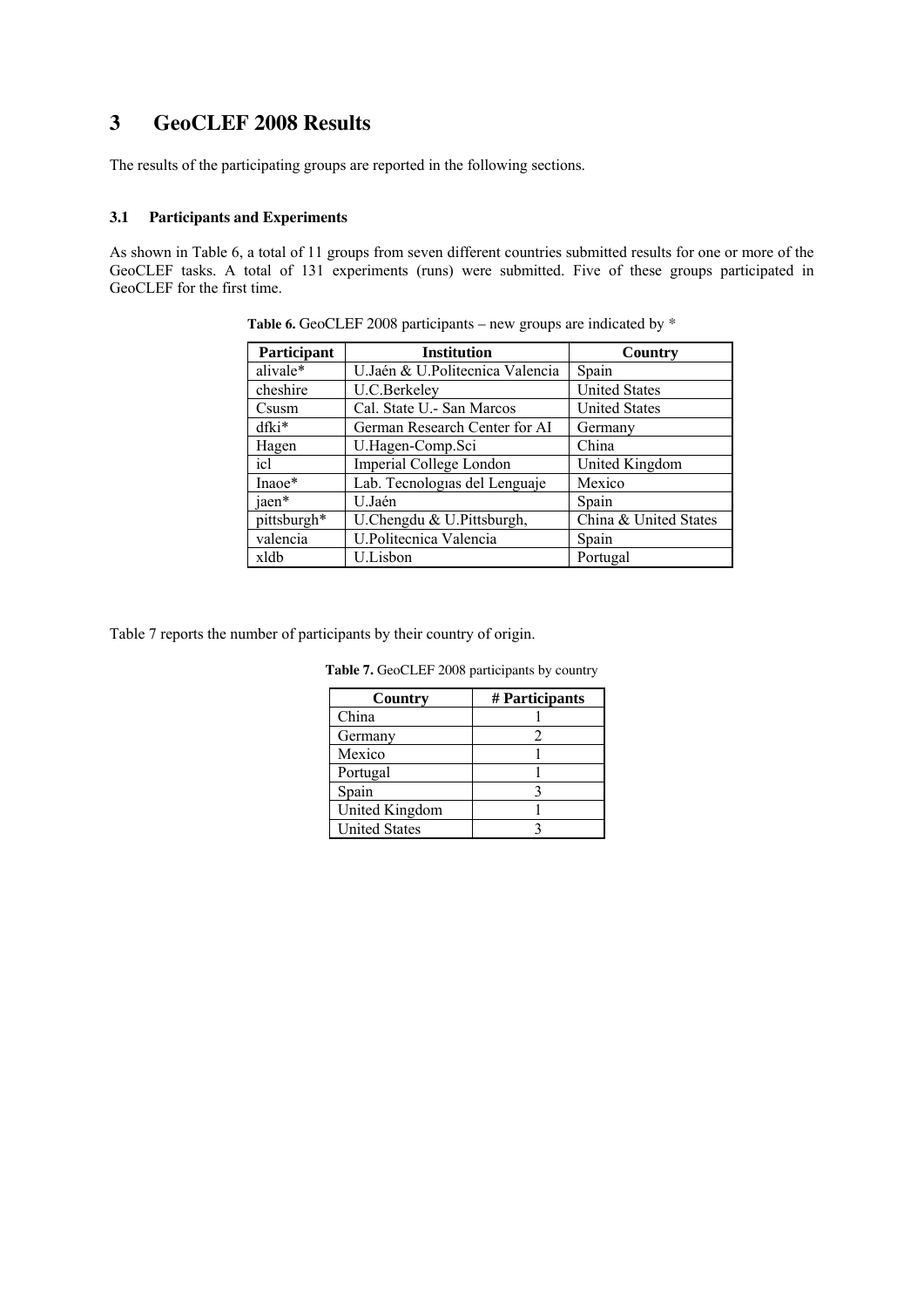# 3 GeoCLEF 2008 Results

The results of the participating groups are reported in the following sections.

### 3.1 Participants and Experiments

As shown in Table 6, a total of 11 groups from seven different countries submitted results for one or more of the GeoCLEF tasks. A total of 131 experiments (runs) were submitted. Five of these groups participated in GeoCLEF for the first time.

**Table 6.** GeoCLEF 2008 participants – new groups are indicated by *

| Participant | Institution | Country |
|---|---|---|
| alivale* | U.Jaén & U.Politecnica Valencia | Spain |
| cheshire | U.C.Berkeley | United States |
| Csusm | Cal. State U.- San Marcos | United States |
| dfki* | German Research Center for AI | Germany |
| Hagen | U.Hagen-Comp.Sci | China |
| icl | Imperial College London | United Kingdom |
| Inaoe* | Lab. Tecnologıas del Lenguaje | Mexico |
| jaen* | U.Jaén | Spain |
| pittsburgh* | U.Chengdu & U.Pittsburgh, | China & United States |
| valencia | U.Politecnica Valencia | Spain |
| xldb | U.Lisbon | Portugal |

Table 7 reports the number of participants by their country of origin.

**Table 7.** GeoCLEF 2008 participants by country

| Country | # Participants |
|---|---|
| China | 1 |
| Germany | 2 |
| Mexico | 1 |
| Portugal | 1 |
| Spain | 3 |
| United Kingdom | 1 |
| United States | 3 |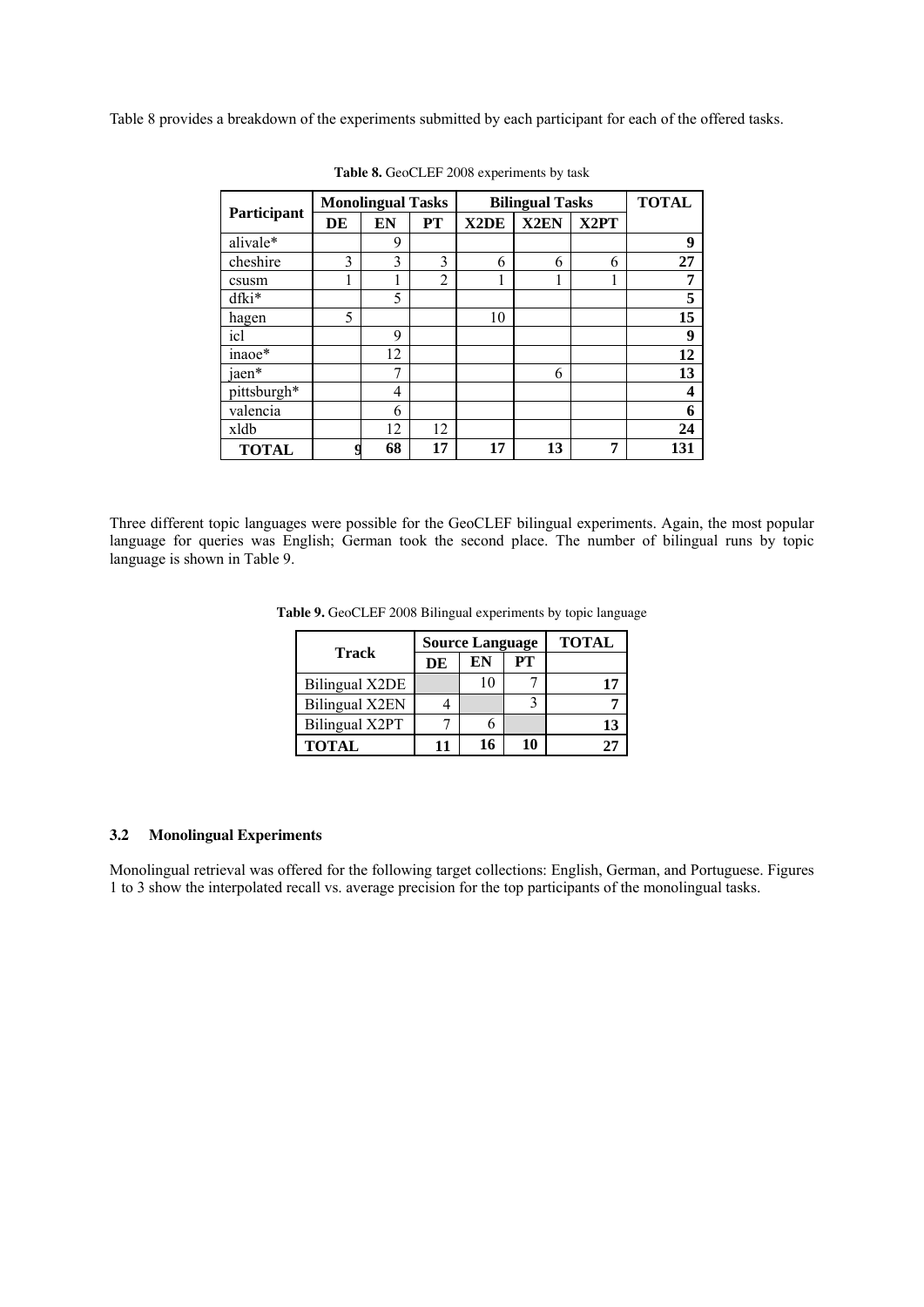Table 8 provides a breakdown of the experiments submitted by each participant for each of the offered tasks.

**Table 8.** GeoCLEF 2008 experiments by task

| Participant | Monolingual Tasks | | | Bilingual Tasks | | | TOTAL |
|---|---|---|---|---|---|---|---|
| | DE | EN | PT | X2DE | X2EN | X2PT | |
| alivale* | | 9 | | | | | **9** |
| cheshire | 3 | 3 | 3 | 6 | 6 | 6 | **27** |
| csusm | 1 | 1 | 2 | 1 | 1 | 1 | **7** |
| dfki* | | 5 | | | | | **5** |
| hagen | 5 | | | 10 | | | **15** |
| icl | | 9 | | | | | **9** |
| inaoe* | | 12 | | | | | **12** |
| jaen* | | 7 | | | 6 | | **13** |
| pittsburgh* | | 4 | | | | | **4** |
| valencia | | 6 | | | | | **6** |
| xldb | | 12 | 12 | | | | **24** |
| **TOTAL** | **9** | **68** | **17** | **17** | **13** | **7** | **131** |

Three different topic languages were possible for the GeoCLEF bilingual experiments. Again, the most popular language for queries was English; German took the second place. The number of bilingual runs by topic language is shown in Table 9.

**Table 9.** GeoCLEF 2008 Bilingual experiments by topic language

| Track | Source Language | | | TOTAL |
|---|---|---|---|---|
| | DE | EN | PT | |
| Bilingual X2DE | | 10 | 7 | **17** |
| Bilingual X2EN | 4 | | 3 | **7** |
| Bilingual X2PT | 7 | 6 | | **13** |
| **TOTAL** | **11** | **16** | **10** | **27** |

### 3.2 Monolingual Experiments

Monolingual retrieval was offered for the following target collections: English, German, and Portuguese. Figures 1 to 3 show the interpolated recall vs. average precision for the top participants of the monolingual tasks.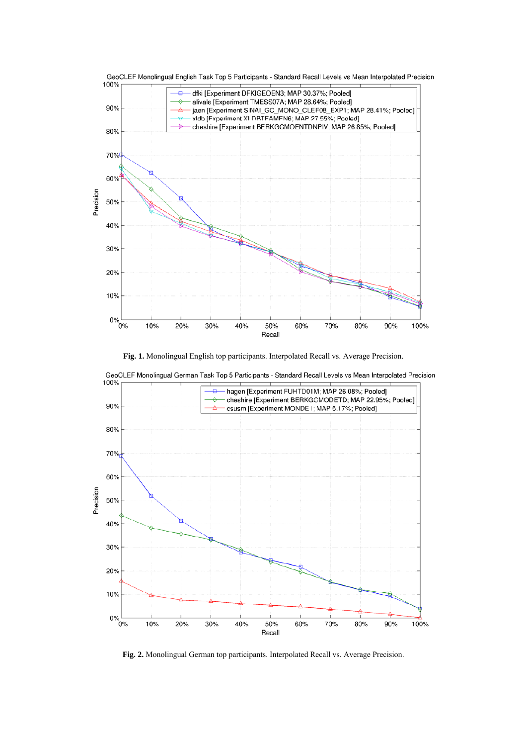GeoCLEF Monolingual English Task Top 5 Participants - Standard Recall Levels vs Mean Interpolated Precision

- dfki [Experiment DFKIGEOEN3; MAP 30.37%; Pooled]
- alivale [Experiment TMESS07A; MAP 28.64%; Pooled]
- jaen [Experiment SINAI_GC_MONO_CLEF08_EXP1; MAP 28.41%; Pooled]
- xldb [Experiment XLDBTEAMEN6; MAP 27.55%; Pooled]
- cheshire [Experiment BERKGCMOENTDNPIV; MAP 26.85%; Pooled]

**Fig. 1.** Monolingual English top participants. Interpolated Recall vs. Average Precision.

GeoCLEF Monolingual German Task Top 5 Participants - Standard Recall Levels vs Mean Interpolated Precision

- hagen [Experiment FUHTD01M; MAP 26.08%; Pooled]
- cheshire [Experiment BERKGCMODETD; MAP 22.95%; Pooled]
- csusm [Experiment MONDE1; MAP 5.17%; Pooled]

**Fig. 2.** Monolingual German top participants. Interpolated Recall vs. Average Precision.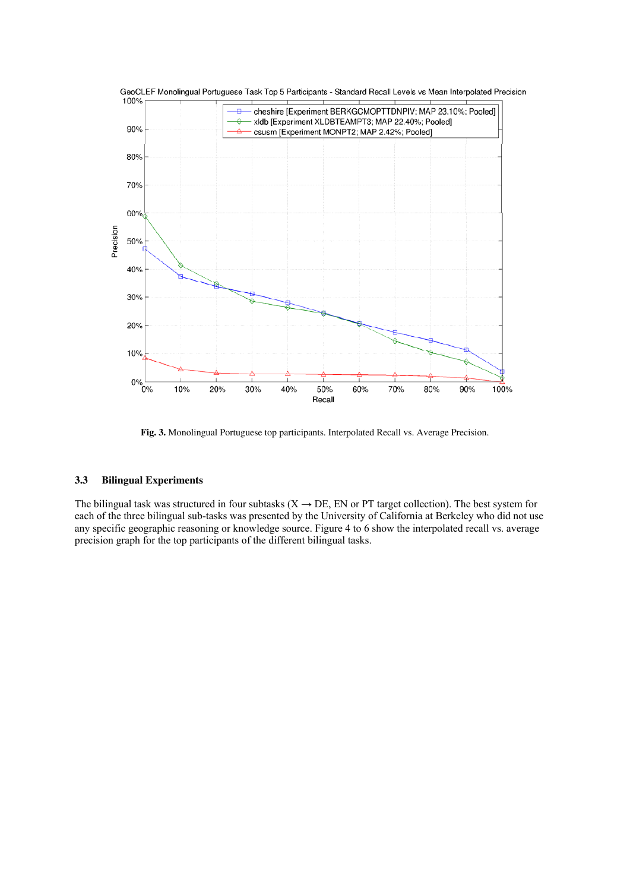**Fig. 3.** Monolingual Portuguese top participants. Interpolated Recall vs. Average Precision.

### 3.3 Bilingual Experiments

The bilingual task was structured in four subtasks (X → DE, EN or PT target collection). The best system for each of the three bilingual sub-tasks was presented by the University of California at Berkeley who did not use any specific geographic reasoning or knowledge source. Figure 4 to 6 show the interpolated recall vs. average precision graph for the top participants of the different bilingual tasks.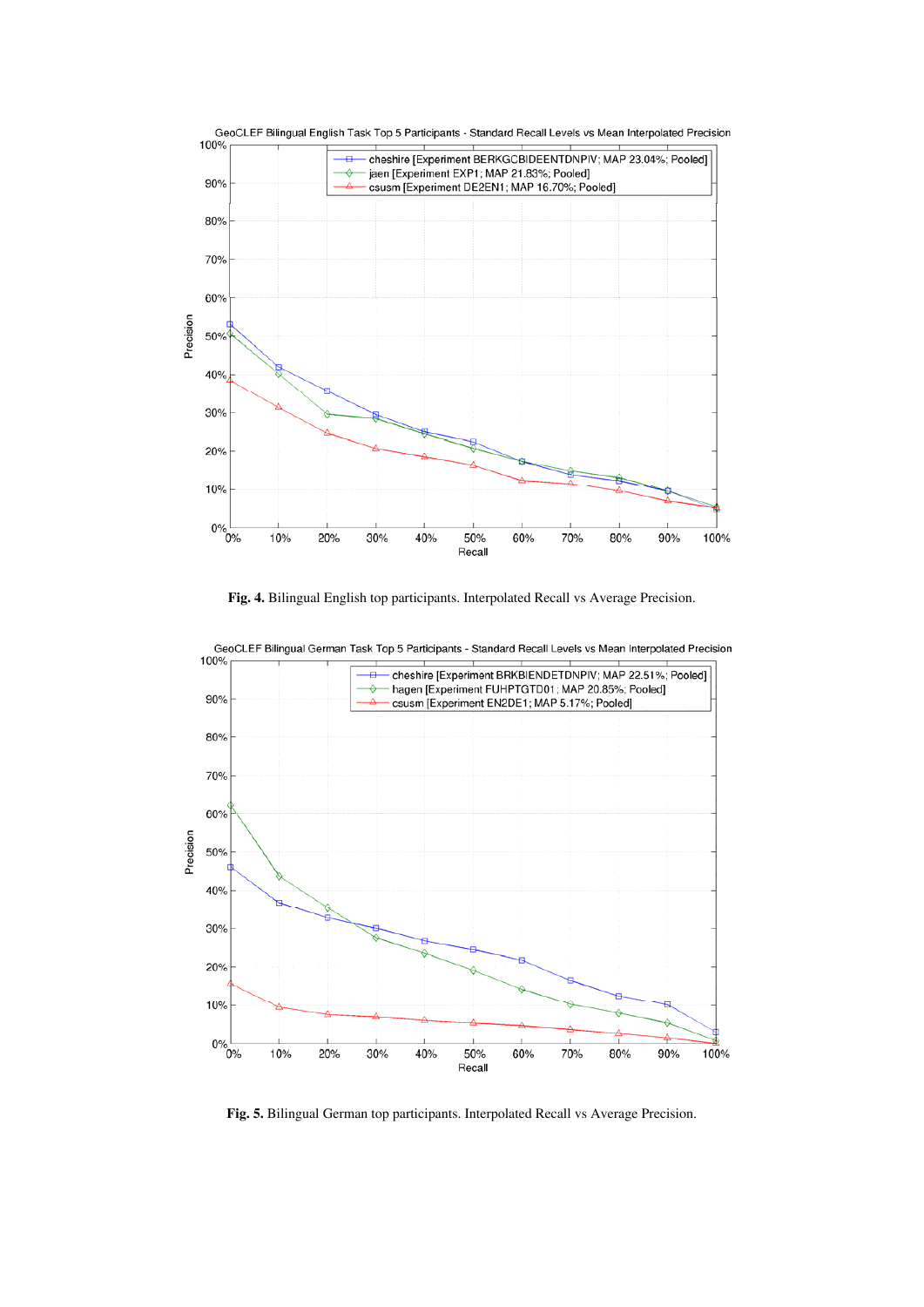GeoCLEF Bilingual English Task Top 5 Participants - Standard Recall Levels vs Mean Interpolated Precision

- cheshire [Experiment BERKGCBIDEENTDNPIV; MAP 23.04%; Pooled]
- jaen [Experiment EXP1; MAP 21.83%; Pooled]
- csusm [Experiment DE2EN1; MAP 16.70%; Pooled]

**Fig. 4.** Bilingual English top participants. Interpolated Recall vs Average Precision.

GeoCLEF Bilingual German Task Top 5 Participants - Standard Recall Levels vs Mean Interpolated Precision

- cheshire [Experiment BRKBIENDETDNPIV; MAP 22.51%; Pooled]
- hagen [Experiment FUHPTGTD01; MAP 20.85%; Pooled]
- csusm [Experiment EN2DE1; MAP 5.17%; Pooled]

**Fig. 5.** Bilingual German top participants. Interpolated Recall vs Average Precision.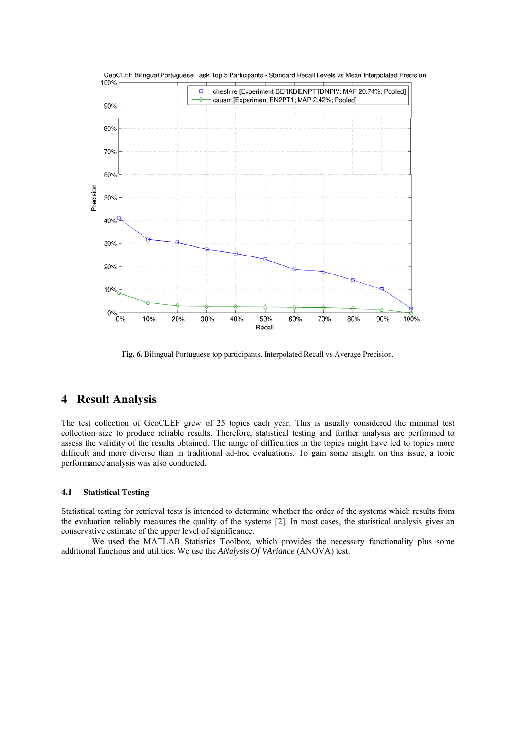Fig. 6. Bilingual Portuguese top participants. Interpolated Recall vs Average Precision.

## 4 Result Analysis

The test collection of GeoCLEF grew of 25 topics each year. This is usually considered the minimal test collection size to produce reliable results. Therefore, statistical testing and further analysis are performed to assess the validity of the results obtained. The range of difficulties in the topics might have led to topics more difficult and more diverse than in traditional ad-hoc evaluations. To gain some insight on this issue, a topic performance analysis was also conducted.

### 4.1 Statistical Testing

Statistical testing for retrieval tests is intended to determine whether the order of the systems which results from the evaluation reliably measures the quality of the systems [2]. In most cases, the statistical analysis gives an conservative estimate of the upper level of significance.

We used the MATLAB Statistics Toolbox, which provides the necessary functionality plus some additional functions and utilities. We use the *ANalysis Of VAriance* (ANOVA) test.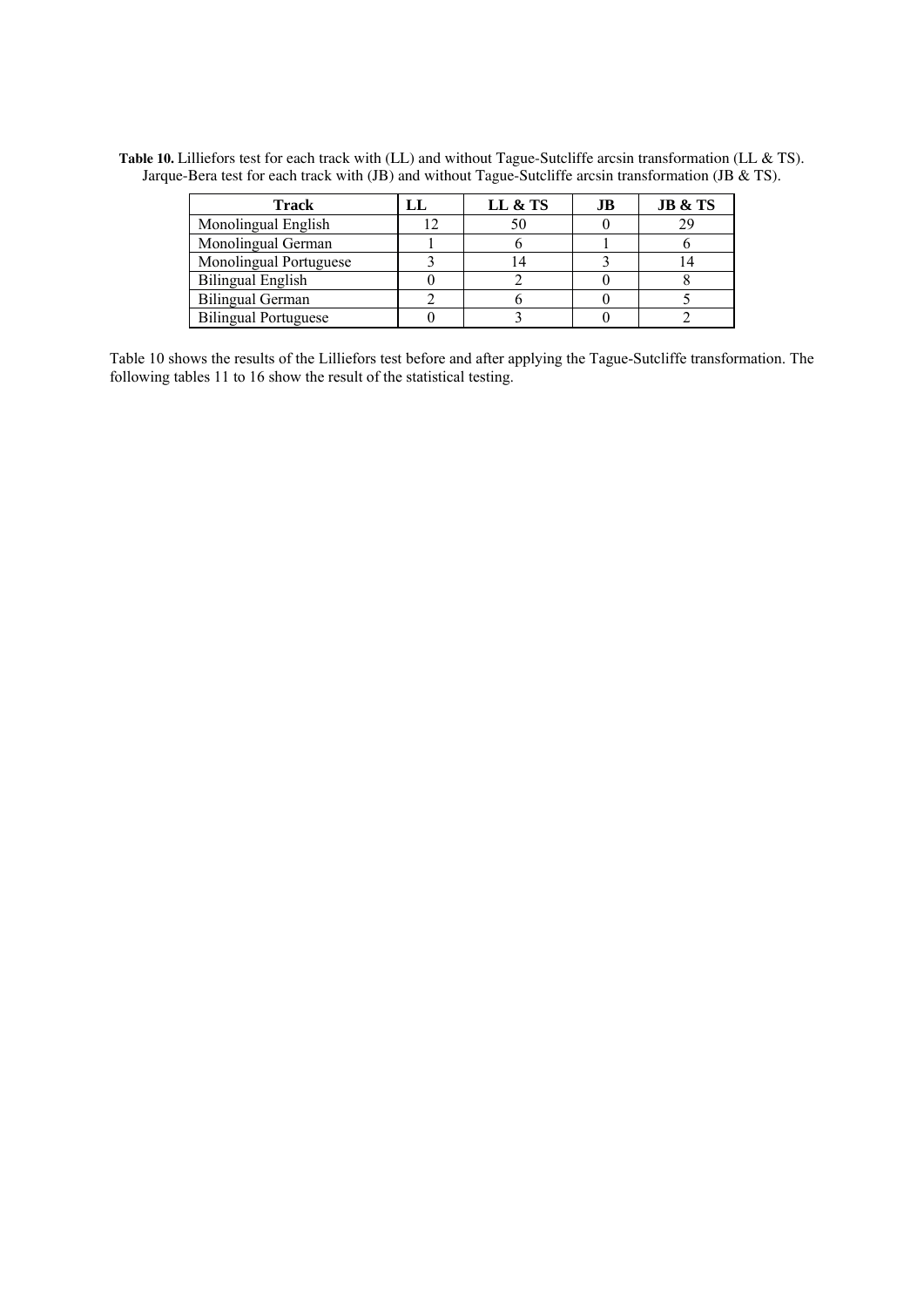**Table 10.** Lilliefors test for each track with (LL) and without Tague-Sutcliffe arcsin transformation (LL & TS). Jarque-Bera test for each track with (JB) and without Tague-Sutcliffe arcsin transformation (JB & TS).

| Track | LL | LL & TS | JB | JB & TS |
|---|---|---|---|---|
| Monolingual English | 12 | 50 | 0 | 29 |
| Monolingual German | 1 | 6 | 1 | 6 |
| Monolingual Portuguese | 3 | 14 | 3 | 14 |
| Bilingual English | 0 | 2 | 0 | 8 |
| Bilingual German | 2 | 6 | 0 | 5 |
| Bilingual Portuguese | 0 | 3 | 0 | 2 |

Table 10 shows the results of the Lilliefors test before and after applying the Tague-Sutcliffe transformation. The following tables 11 to 16 show the result of the statistical testing.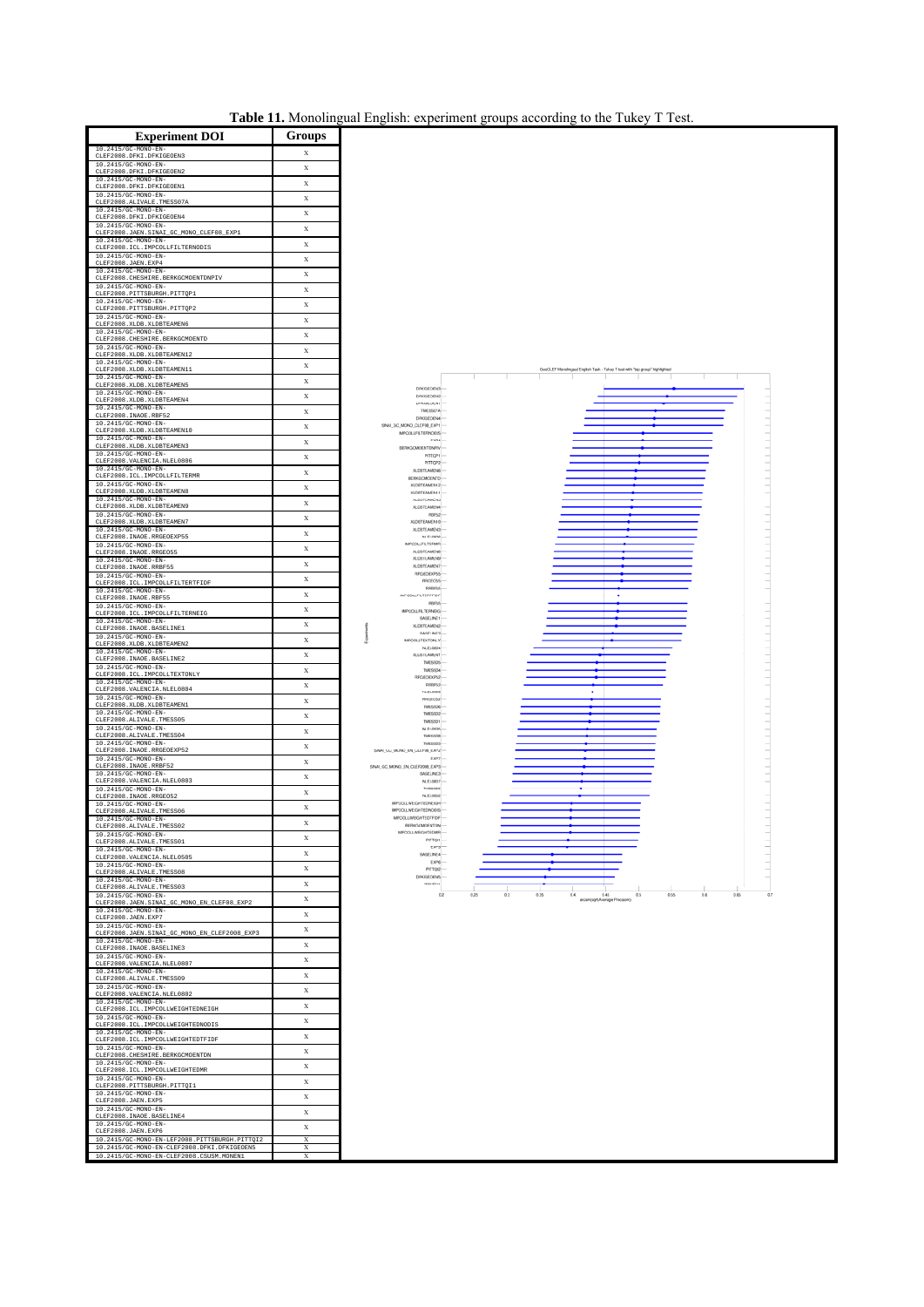**Table 11.** Monolingual English: experiment groups according to the Tukey T Test.

| Experiment DOI | Groups |
|---|---|
| 10.2415/GC-MONO-EN-CLEF2008.DFKI.DFKIGEOEN3 | X |
| 10.2415/GC-MONO-EN-CLEF2008.DFKI.DFKIGEOEN2 | X |
| 10.2415/GC-MONO-EN-CLEF2008.DFKI.DFKIGEOEN1 | X |
| 10.2415/GC-MONO-EN-CLEF2008.ALIVALE.TMESS07A | X |
| 10.2415/GC-MONO-EN-CLEF2008.DFKI.DFKIGEOEN4 | X |
| 10.2415/GC-MONO-EN-CLEF2008.JAEN.SINAI_GC_MONO_CLEF08_EXP1 | X |
| 10.2415/GC-MONO-EN-CLEF2008.ICL.IMPCOLLFILTERNODIS | X |
| 10.2415/GC-MONO-EN-CLEF2008.JAEN.EXP4 | X |
| 10.2415/GC-MONO-EN-CLEF2008.CHESHIRE.BERKGCMOENTDNPIV | X |
| 10.2415/GC-MONO-EN-CLEF2008.PITTSBURGH.PITTQP1 | X |
| 10.2415/GC-MONO-EN-CLEF2008.PITTSBURGH.PITTQP2 | X |
| 10.2415/GC-MONO-EN-CLEF2008.XLDB.XLDBTEAMEN6 | X |
| 10.2415/GC-MONO-EN-CLEF2008.CHESHIRE.BERKGCMOENTD | X |
| 10.2415/GC-MONO-EN-CLEF2008.XLDB.XLDBTEAMEN12 | X |
| 10.2415/GC-MONO-EN-CLEF2008.XLDB.XLDBTEAMEN11 | X |
| 10.2415/GC-MONO-EN-CLEF2008.XLDB.XLDBTEAMEN5 | X |
| 10.2415/GC-MONO-EN-CLEF2008.XLDB.XLDBTEAMEN4 | X |
| 10.2415/GC-MONO-EN-CLEF2008.INAOE.RBF52 | X |
| 10.2415/GC-MONO-EN-CLEF2008.XLDB.XLDBTEAMEN10 | X |
| 10.2415/GC-MONO-EN-CLEF2008.XLDB.XLDBTEAMEN3 | X |
| 10.2415/GC-MONO-EN-CLEF2008.VALENCIA.NLEL0806 | X |
| 10.2415/GC-MONO-EN-CLEF2008.ICL.IMPCOLLFILTERMR | X |
| 10.2415/GC-MONO-EN-CLEF2008.XLDB.XLDBTEAMEN8 | X |
| 10.2415/GC-MONO-EN-CLEF2008.XLDB.XLDBTEAMEN9 | X |
| 10.2415/GC-MONO-EN-CLEF2008.XLDB.XLDBTEAMEN7 | X |
| 10.2415/GC-MONO-EN-CLEF2008.INAOE.RRGEOEXP55 | X |
| 10.2415/GC-MONO-EN-CLEF2008.INAOE.RRGEO55 | X |
| 10.2415/GC-MONO-EN-CLEF2008.INAOE.RRBF55 | X |
| 10.2415/GC-MONO-EN-CLEF2008.ICL.IMPCOLLFILTERTFIDF | X |
| 10.2415/GC-MONO-EN-CLEF2008.INAOE.RBF55 | X |
| 10.2415/GC-MONO-EN-CLEF2008.ICL.IMPCOLLFILTERNEIG | X |
| 10.2415/GC-MONO-EN-CLEF2008.INAOE.BASELINE1 | X |
| 10.2415/GC-MONO-EN-CLEF2008.XLDB.XLDBTEAMEN2 | X |
| 10.2415/GC-MONO-EN-CLEF2008.INAOE.BASELINE2 | X |
| 10.2415/GC-MONO-EN-CLEF2008.ICL.IMPCOLLTEXTONLY | X |
| 10.2415/GC-MONO-EN-CLEF2008.VALENCIA.NLEL0804 | X |
| 10.2415/GC-MONO-EN-CLEF2008.XLDB.XLDBTEAMEN1 | X |
| 10.2415/GC-MONO-EN-CLEF2008.ALIVALE.TMESS05 | X |
| 10.2415/GC-MONO-EN-CLEF2008.ALIVALE.TMESS04 | X |
| 10.2415/GC-MONO-EN-CLEF2008.INAOE.RRGEOEXP52 | X |
| 10.2415/GC-MONO-EN-CLEF2008.INAOE.RRBF52 | X |
| 10.2415/GC-MONO-EN-CLEF2008.VALENCIA.NLEL0803 | X |
| 10.2415/GC-MONO-EN-CLEF2008.INAOE.RRGEO52 | X |
| 10.2415/GC-MONO-EN-CLEF2008.ALIVALE.TMESS06 | X |
| 10.2415/GC-MONO-EN-CLEF2008.ALIVALE.TMESS02 | X |
| 10.2415/GC-MONO-EN-CLEF2008.ALIVALE.TMESS01 | X |
| 10.2415/GC-MONO-EN-CLEF2008.VALENCIA.NLEL0505 | X |
| 10.2415/GC-MONO-EN-CLEF2008.ALIVALE.TMESS08 | X |
| 10.2415/GC-MONO-EN-CLEF2008.ALIVALE.TMESS03 | X |
| 10.2415/GC-MONO-EN-CLEF2008.JAEN.SINAI_GC_MONO_EN_CLEF08_EXP2 | X |
| 10.2415/GC-MONO-EN-CLEF2008.JAEN.EXP7 | X |
| 10.2415/GC-MONO-EN-CLEF2008.JAEN.SINAI_GC_MONO_EN_CLEF2008_EXP3 | X |
| 10.2415/GC-MONO-EN-CLEF2008.INAOE.BASELINE3 | X |
| 10.2415/GC-MONO-EN-CLEF2008.VALENCIA.NLEL0807 | X |
| 10.2415/GC-MONO-EN-CLEF2008.ALIVALE.TMESS09 | X |
| 10.2415/GC-MONO-EN-CLEF2008.VALENCIA.NLEL0802 | X |
| 10.2415/GC-MONO-EN-CLEF2008.ICL.IMPCOLLWEIGHTEDNEIGH | X |
| 10.2415/GC-MONO-EN-CLEF2008.ICL.IMPCOLLWEIGHTEDNODIS | X |
| 10.2415/GC-MONO-EN-CLEF2008.ICL.IMPCOLLWEIGHTEDTFIDF | X |
| 10.2415/GC-MONO-EN-CLEF2008.CHESHIRE.BERKGCMOENTDN | X |
| 10.2415/GC-MONO-EN-CLEF2008.ICL.IMPCOLLWEIGHTEDMR | X |
| 10.2415/GC-MONO-EN-CLEF2008.PITTSBURGH.PITTQI1 | X |
| 10.2415/GC-MONO-EN-CLEF2008.JAEN.EXP5 | X |
| 10.2415/GC-MONO-EN-CLEF2008.INAOE.BASELINE4 | X |
| 10.2415/GC-MONO-EN-CLEF2008.JAEN.EXP6 | X |
| 10.2415/GC-MONO-EN-LEF2008.PITTSBURGH.PITTQI2 | X |
| 10.2415/GC-MONO-EN-CLEF2008.DFKI.DFKIGEOEN5 | X |
| 10.2415/GC-MONO-EN-CLEF2008.CSUSM.MONEN1 | X |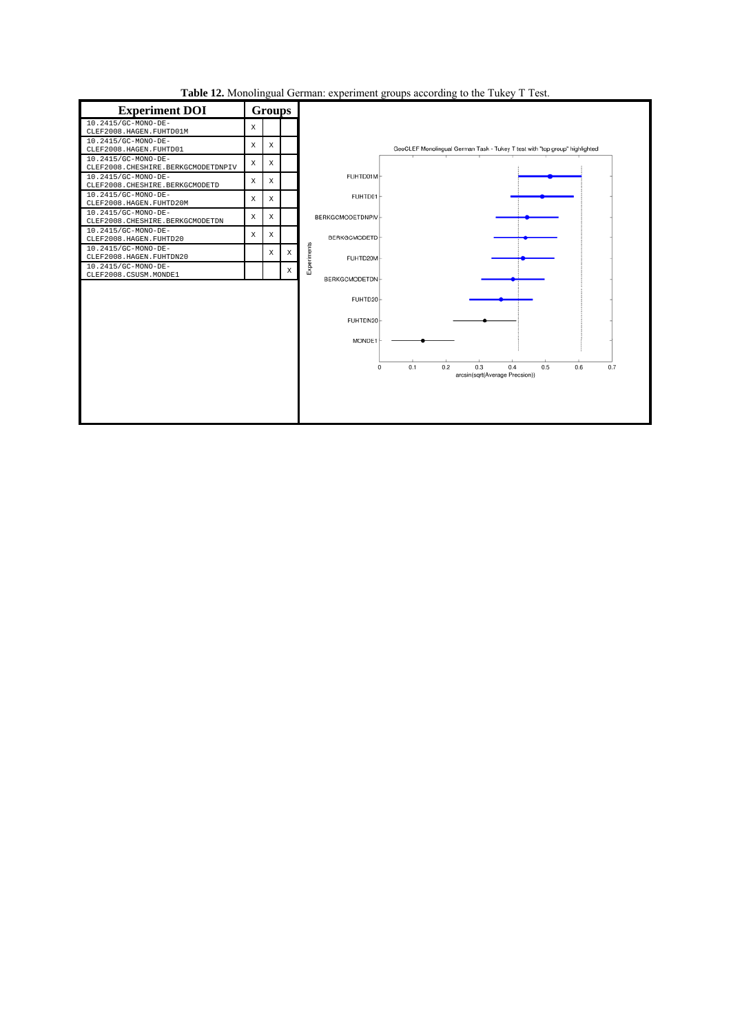**Table 12.** Monolingual German: experiment groups according to the Tukey T Test.

| Experiment DOI | Groups | | |
|---|---|---|---|
| 10.2415/GC-MONO-DE-CLEF2008.HAGEN.FUHTD01M | X | | |
| 10.2415/GC-MONO-DE-CLEF2008.HAGEN.FUHTD01 | X | X | |
| 10.2415/GC-MONO-DE-CLEF2008.CHESHIRE.BERKGCMODETDNPIV | X | X | |
| 10.2415/GC-MONO-DE-CLEF2008.CHESHIRE.BERKGCMODETD | X | X | |
| 10.2415/GC-MONO-DE-CLEF2008.HAGEN.FUHTD20M | X | X | |
| 10.2415/GC-MONO-DE-CLEF2008.CHESHIRE.BERKGCMODETDN | X | X | |
| 10.2415/GC-MONO-DE-CLEF2008.HAGEN.FUHTD20 | X | X | |
| 10.2415/GC-MONO-DE-CLEF2008.HAGEN.FUHTDN20 | | X | X |
| 10.2415/GC-MONO-DE-CLEF2008.CSUSM.MONDE1 | | | X |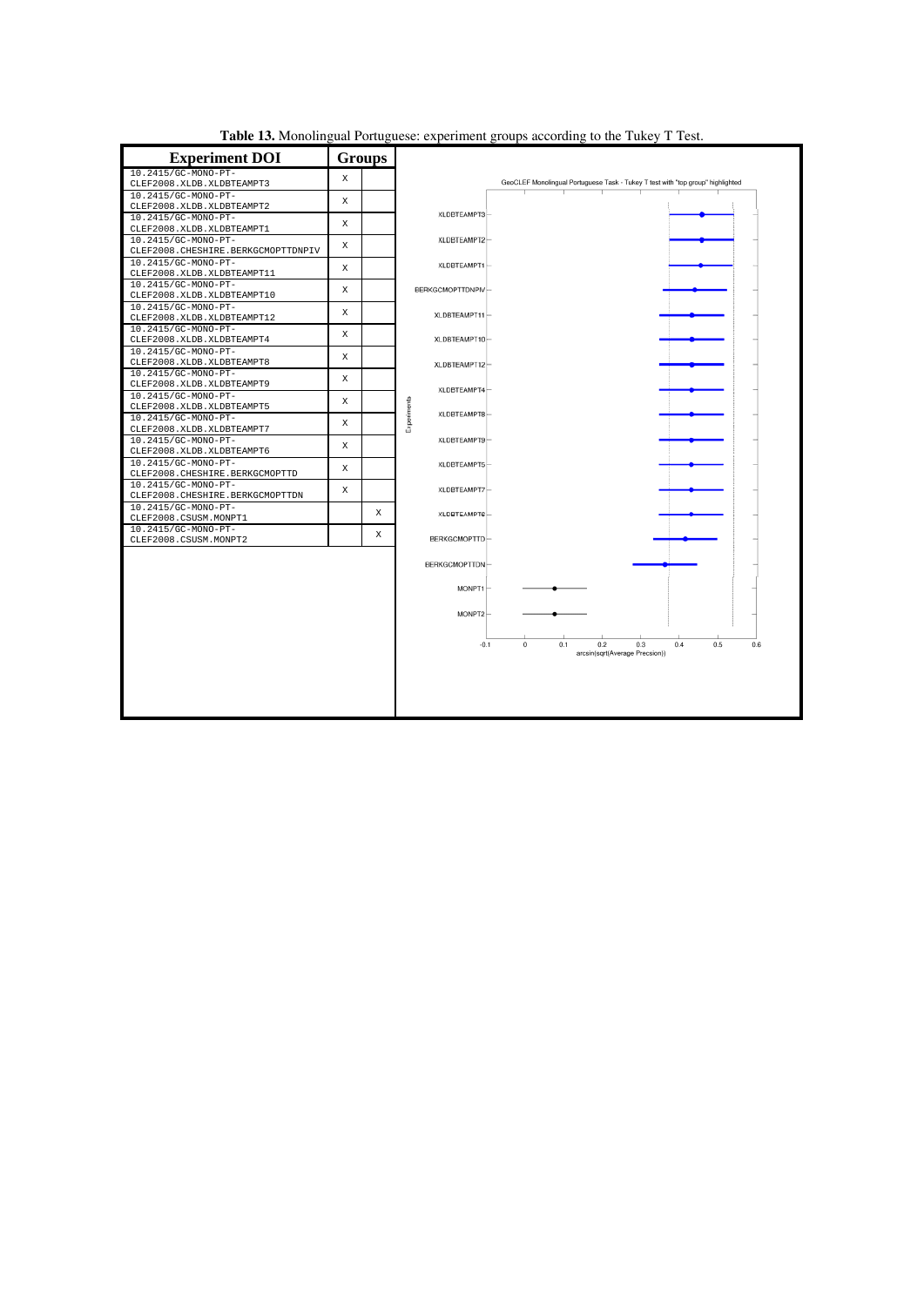**Table 13.** Monolingual Portuguese: experiment groups according to the Tukey T Test.

| Experiment DOI | Groups | |
|---|---|---|
| 10.2415/GC-MONO-PT-CLEF2008.XLDB.XLDBTEAMPT3 | X | |
| 10.2415/GC-MONO-PT-CLEF2008.XLDB.XLDBTEAMPT2 | X | |
| 10.2415/GC-MONO-PT-CLEF2008.XLDB.XLDBTEAMPT1 | X | |
| 10.2415/GC-MONO-PT-CLEF2008.CHESHIRE.BERKGCMOPTTDNPIV | X | |
| 10.2415/GC-MONO-PT-CLEF2008.XLDB.XLDBTEAMPT11 | X | |
| 10.2415/GC-MONO-PT-CLEF2008.XLDB.XLDBTEAMPT10 | X | |
| 10.2415/GC-MONO-PT-CLEF2008.XLDB.XLDBTEAMPT12 | X | |
| 10.2415/GC-MONO-PT-CLEF2008.XLDB.XLDBTEAMPT4 | X | |
| 10.2415/GC-MONO-PT-CLEF2008.XLDB.XLDBTEAMPT8 | X | |
| 10.2415/GC-MONO-PT-CLEF2008.XLDB.XLDBTEAMPT9 | X | |
| 10.2415/GC-MONO-PT-CLEF2008.XLDB.XLDBTEAMPT5 | X | |
| 10.2415/GC-MONO-PT-CLEF2008.XLDB.XLDBTEAMPT7 | X | |
| 10.2415/GC-MONO-PT-CLEF2008.XLDB.XLDBTEAMPT6 | X | |
| 10.2415/GC-MONO-PT-CLEF2008.CHESHIRE.BERKGCMOPTTD | X | |
| 10.2415/GC-MONO-PT-CLEF2008.CHESHIRE.BERKGCMOPTTDN | X | |
| 10.2415/GC-MONO-PT-CLEF2008.CSUSM.MONPT1 | | X |
| 10.2415/GC-MONO-PT-CLEF2008.CSUSM.MONPT2 | | X |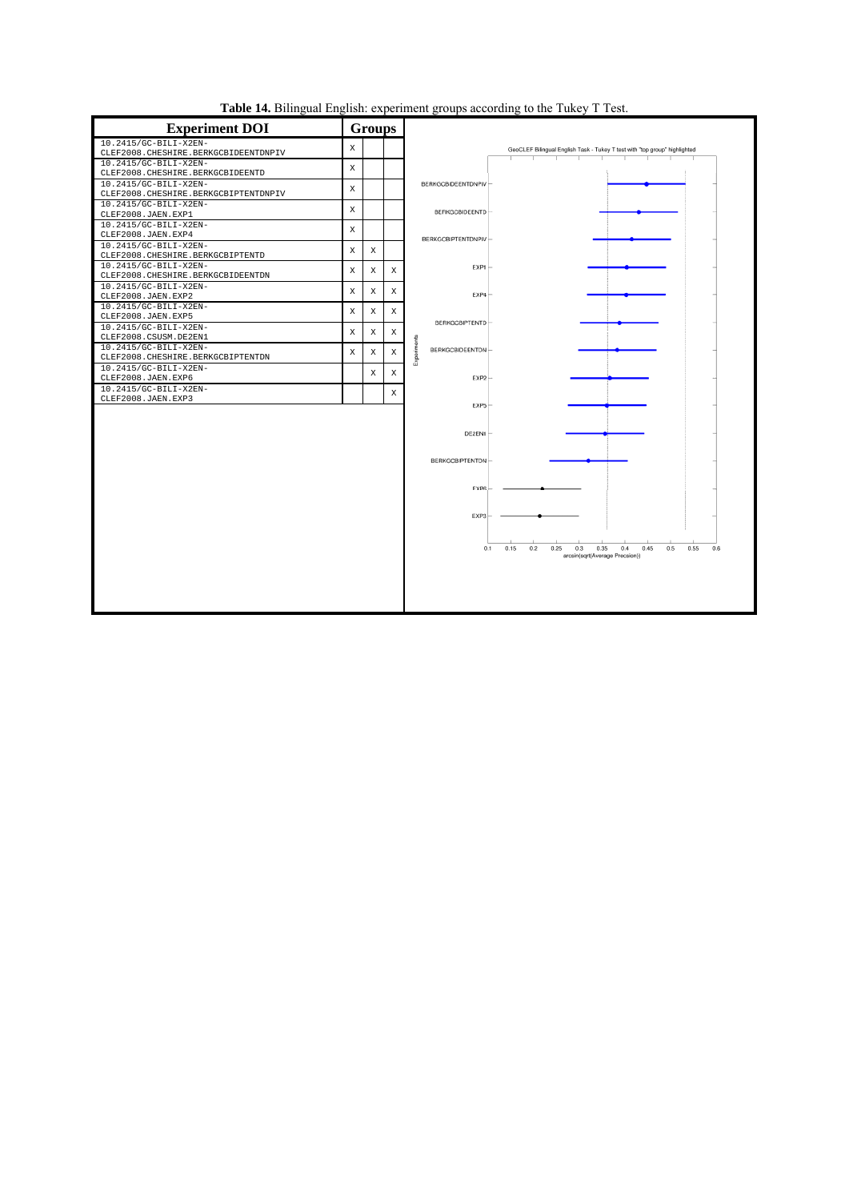**Table 14.** Bilingual English: experiment groups according to the Tukey T Test.

| Experiment DOI | Groups | | |
|---|---|---|---|
| 10.2415/GC-BILI-X2EN-CLEF2008.CHESHIRE.BERKGCBIDEEENTDNPIV | X | | |
| 10.2415/GC-BILI-X2EN-CLEF2008.CHESHIRE.BERKGCBIDEENTD | X | | |
| 10.2415/GC-BILI-X2EN-CLEF2008.CHESHIRE.BERKGCBIPTENTDNPIV | X | | |
| 10.2415/GC-BILI-X2EN-CLEF2008.JAEN.EXP1 | X | | |
| 10.2415/GC-BILI-X2EN-CLEF2008.JAEN.EXP4 | X | | |
| 10.2415/GC-BILI-X2EN-CLEF2008.CHESHIRE.BERKGCBIPTENTD | X | X | |
| 10.2415/GC-BILI-X2EN-CLEF2008.CHESHIRE.BERKGCBIDEENTDN | X | X | X |
| 10.2415/GC-BILI-X2EN-CLEF2008.JAEN.EXP2 | X | X | X |
| 10.2415/GC-BILI-X2EN-CLEF2008.JAEN.EXP5 | X | X | X |
| 10.2415/GC-BILI-X2EN-CLEF2008.CSUSM.DE2EN1 | X | X | X |
| 10.2415/GC-BILI-X2EN-CLEF2008.CHESHIRE.BERKGCBIPTENTDN | X | X | X |
| 10.2415/GC-BILI-X2EN-CLEF2008.JAEN.EXP6 | | X | X |
| 10.2415/GC-BILI-X2EN-CLEF2008.JAEN.EXP3 | | | X |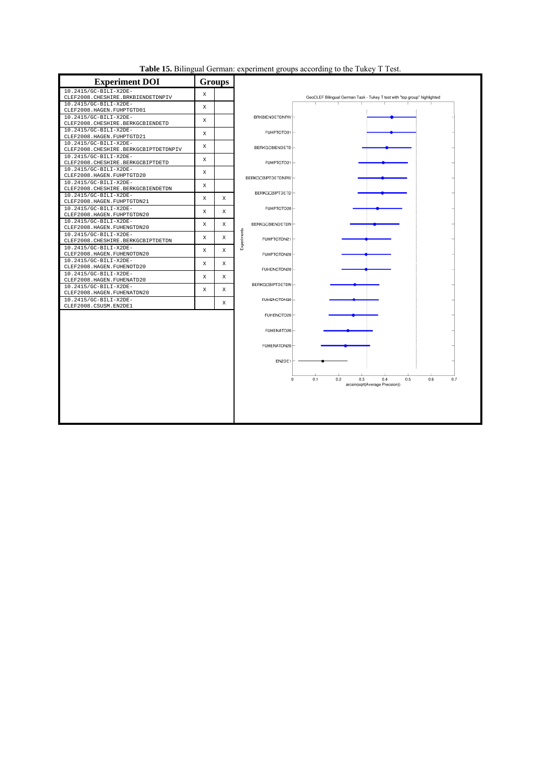**Table 15.** Bilingual German: experiment groups according to the Tukey T Test.

| Experiment DOI | Groups | |
|---|---|---|
| 10.2415/GC-BILI-X2DE-CLEF2008.CHESHIRE.BRKBIENDETDNPIV | X | |
| 10.2415/GC-BILI-X2DE-CLEF2008.HAGEN.FUHPTGTD01 | X | |
| 10.2415/GC-BILI-X2DE-CLEF2008.CHESHIRE.BERKGCBIENDETD | X | |
| 10.2415/GC-BILI-X2DE-CLEF2008.HAGEN.FUHPTGTD21 | X | |
| 10.2415/GC-BILI-X2DE-CLEF2008.CHESHIRE.BERKGCBIPTDETDNPIV | X | |
| 10.2415/GC-BILI-X2DE-CLEF2008.CHESHIRE.BERKGCBIPTDETD | X | |
| 10.2415/GC-BILI-X2DE-CLEF2008.HAGEN.FUHPTGTD20 | X | |
| 10.2415/GC-BILI-X2DE-CLEF2008.CHESHIRE.BERKGCBIENDETDN | X | |
| 10.2415/GC-BILI-X2DE-CLEF2008.HAGEN.FUHPTGTDN21 | X | X |
| 10.2415/GC-BILI-X2DE-CLEF2008.HAGEN.FUHPTGTDN20 | X | X |
| 10.2415/GC-BILI-X2DE-CLEF2008.HAGEN.FUHENGTDN20 | X | X |
| 10.2415/GC-BILI-X2DE-CLEF2008.CHESHIRE.BERKGCBIPTDETDN | X | X |
| 10.2415/GC-BILI-X2DE-CLEF2008.HAGEN.FUHENOTDN20 | X | X |
| 10.2415/GC-BILI-X2DE-CLEF2008.HAGEN.FUHENOTD20 | X | X |
| 10.2415/GC-BILI-X2DE-CLEF2008.HAGEN.FUHENATD20 | X | X |
| 10.2415/GC-BILI-X2DE-CLEF2008.HAGEN.FUHENATDN20 | X | X |
| 10.2415/GC-BILI-X2DE-CLEF2008.CSUSM.EN2DE1 | | X |

GeoCLEF Bilingual German Task - Tukey T test with "top group" highlighted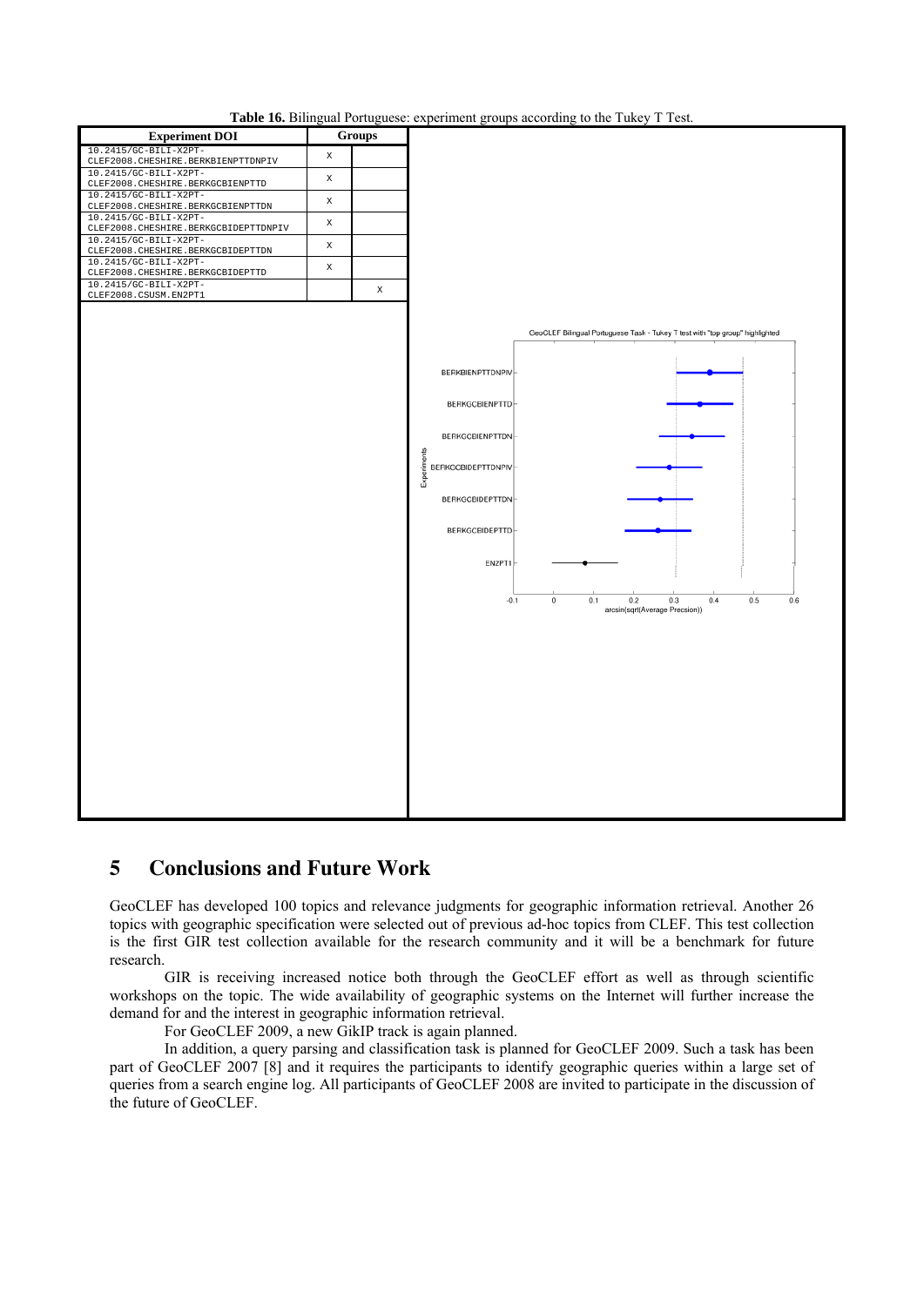**Table 16.** Bilingual Portuguese: experiment groups according to the Tukey T Test.

| Experiment DOI | Groups | |
|---|---|---|
| 10.2415/GC-BILI-X2PT-CLEF2008.CHESHIRE.BERKBIENPTTDNPIV | X | |
| 10.2415/GC-BILI-X2PT-CLEF2008.CHESHIRE.BERKGCBIENPTTD | X | |
| 10.2415/GC-BILI-X2PT-CLEF2008.CHESHIRE.BERKGCBIENPTTDN | X | |
| 10.2415/GC-BILI-X2PT-CLEF2008.CHESHIRE.BERKGCBIDEPTTDNPIV | X | |
| 10.2415/GC-BILI-X2PT-CLEF2008.CHESHIRE.BERKGCBIDEPTTDN | X | |
| 10.2415/GC-BILI-X2PT-CLEF2008.CHESHIRE.BERKGCBIDEPTTD | X | |
| 10.2415/GC-BILI-X2PT-CLEF2008.CSUSM.EN2PT1 | | X |

## 5 Conclusions and Future Work

GeoCLEF has developed 100 topics and relevance judgments for geographic information retrieval. Another 26 topics with geographic specification were selected out of previous ad-hoc topics from CLEF. This test collection is the first GIR test collection available for the research community and it will be a benchmark for future research.

GIR is receiving increased notice both through the GeoCLEF effort as well as through scientific workshops on the topic. The wide availability of geographic systems on the Internet will further increase the demand for and the interest in geographic information retrieval.

For GeoCLEF 2009, a new GikIP track is again planned.

In addition, a query parsing and classification task is planned for GeoCLEF 2009. Such a task has been part of GeoCLEF 2007 [8] and it requires the participants to identify geographic queries within a large set of queries from a search engine log. All participants of GeoCLEF 2008 are invited to participate in the discussion of the future of GeoCLEF.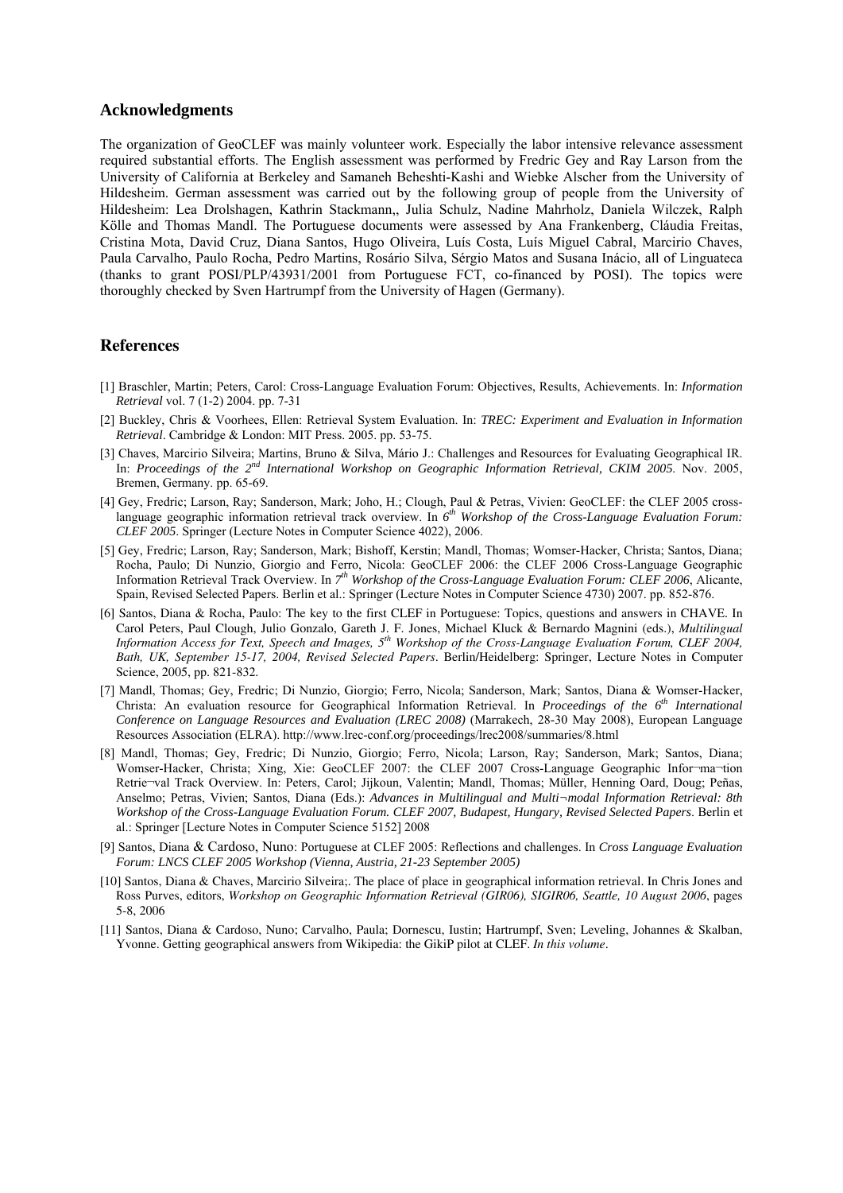## Acknowledgments

The organization of GeoCLEF was mainly volunteer work. Especially the labor intensive relevance assessment required substantial efforts. The English assessment was performed by Fredric Gey and Ray Larson from the University of California at Berkeley and Samaneh Beheshti-Kashi and Wiebke Alscher from the University of Hildesheim. German assessment was carried out by the following group of people from the University of Hildesheim: Lea Drolshagen, Kathrin Stackmann,, Julia Schulz, Nadine Mahrholz, Daniela Wilczek, Ralph Kölle and Thomas Mandl. The Portuguese documents were assessed by Ana Frankenberg, Cláudia Freitas, Cristina Mota, David Cruz, Diana Santos, Hugo Oliveira, Luís Costa, Luís Miguel Cabral, Marcirio Chaves, Paula Carvalho, Paulo Rocha, Pedro Martins, Rosário Silva, Sérgio Matos and Susana Inácio, all of Linguateca (thanks to grant POSI/PLP/43931/2001 from Portuguese FCT, co-financed by POSI). The topics were thoroughly checked by Sven Hartrumpf from the University of Hagen (Germany).

## References

[1] Braschler, Martin; Peters, Carol: Cross-Language Evaluation Forum: Objectives, Results, Achievements. In: *Information Retrieval* vol. 7 (1-2) 2004. pp. 7-31

[2] Buckley, Chris & Voorhees, Ellen: Retrieval System Evaluation. In: *TREC: Experiment and Evaluation in Information Retrieval*. Cambridge & London: MIT Press. 2005. pp. 53-75.

[3] Chaves, Marcirio Silveira; Martins, Bruno & Silva, Mário J.: Challenges and Resources for Evaluating Geographical IR. In: *Proceedings of the 2nd International Workshop on Geographic Information Retrieval, CKIM 2005*. Nov. 2005, Bremen, Germany. pp. 65-69.

[4] Gey, Fredric; Larson, Ray; Sanderson, Mark; Joho, H.; Clough, Paul & Petras, Vivien: GeoCLEF: the CLEF 2005 cross-language geographic information retrieval track overview. In *6th Workshop of the Cross-Language Evaluation Forum: CLEF 2005*. Springer (Lecture Notes in Computer Science 4022), 2006.

[5] Gey, Fredric; Larson, Ray; Sanderson, Mark; Bishoff, Kerstin; Mandl, Thomas; Womser-Hacker, Christa; Santos, Diana; Rocha, Paulo; Di Nunzio, Giorgio and Ferro, Nicola: GeoCLEF 2006: the CLEF 2006 Cross-Language Geographic Information Retrieval Track Overview. In *7th Workshop of the Cross-Language Evaluation Forum: CLEF 2006*, Alicante, Spain, Revised Selected Papers. Berlin et al.: Springer (Lecture Notes in Computer Science 4730) 2007. pp. 852-876.

[6] Santos, Diana & Rocha, Paulo: The key to the first CLEF in Portuguese: Topics, questions and answers in CHAVE. In Carol Peters, Paul Clough, Julio Gonzalo, Gareth J. F. Jones, Michael Kluck & Bernardo Magnini (eds.), *Multilingual Information Access for Text, Speech and Images, 5th Workshop of the Cross-Language Evaluation Forum, CLEF 2004, Bath, UK, September 15-17, 2004, Revised Selected Papers*. Berlin/Heidelberg: Springer, Lecture Notes in Computer Science, 2005, pp. 821-832.

[7] Mandl, Thomas; Gey, Fredric; Di Nunzio, Giorgio; Ferro, Nicola; Sanderson, Mark; Santos, Diana & Womser-Hacker, Christa: An evaluation resource for Geographical Information Retrieval. In *Proceedings of the 6th International Conference on Language Resources and Evaluation (LREC 2008)* (Marrakech, 28-30 May 2008), European Language Resources Association (ELRA). http://www.lrec-conf.org/proceedings/lrec2008/summaries/8.html

[8] Mandl, Thomas; Gey, Fredric; Di Nunzio, Giorgio; Ferro, Nicola; Larson, Ray; Sanderson, Mark; Santos, Diana; Womser-Hacker, Christa; Xing, Xie: GeoCLEF 2007: the CLEF 2007 Cross-Language Geographic Infor¬ma¬tion Retrie¬val Track Overview. In: Peters, Carol; Jijkoun, Valentin; Mandl, Thomas; Müller, Henning Oard, Doug; Peñas, Anselmo; Petras, Vivien; Santos, Diana (Eds.): *Advances in Multilingual and Multi¬modal Information Retrieval: 8th Workshop of the Cross-Language Evaluation Forum. CLEF 2007, Budapest, Hungary, Revised Selected Papers*. Berlin et al.: Springer [Lecture Notes in Computer Science 5152] 2008

[9] Santos, Diana & Cardoso, Nuno: Portuguese at CLEF 2005: Reflections and challenges. In *Cross Language Evaluation Forum: LNCS CLEF 2005 Workshop (Vienna, Austria, 21-23 September 2005)*

[10] Santos, Diana & Chaves, Marcirio Silveira;. The place of place in geographical information retrieval. In Chris Jones and Ross Purves, editors, *Workshop on Geographic Information Retrieval (GIR06), SIGIR06, Seattle, 10 August 2006*, pages 5-8, 2006

[11] Santos, Diana & Cardoso, Nuno; Carvalho, Paula; Dornescu, Iustin; Hartrumpf, Sven; Leveling, Johannes & Skalban, Yvonne. Getting geographical answers from Wikipedia: the GikiP pilot at CLEF. *In this volume*.